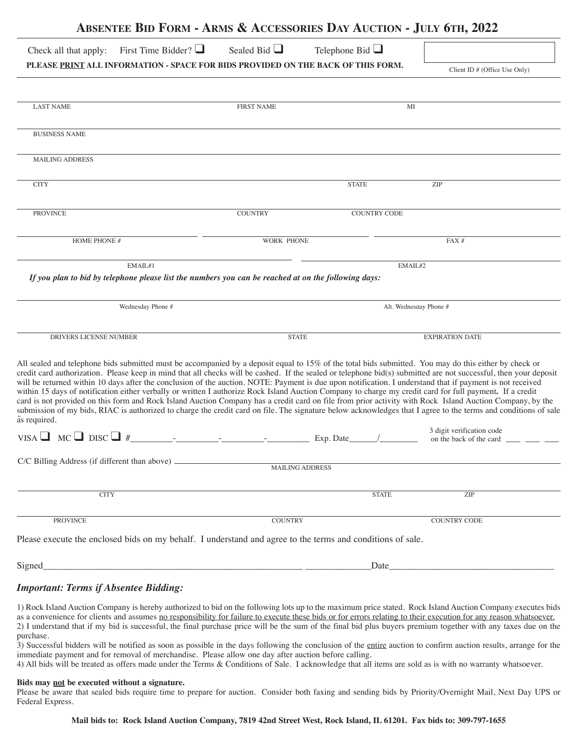# Absentee Bid Form - Arms & Accessories Day Auction - July 6th, 2022

Check all that apply: First Time Bidder? ☐ Sealed Bid ☐ Telephone Bid ☐

Client ID # (Office Use Only)

**PLEASE PRINT ALL INFORMATION - SPACE FOR BIDS PROVIDED ON THE BACK OF THIS FORM.**

LAST NAME FIRST NAME MI

BUSINESS NAME

MAILING ADDRESS

CITY STATE ZIP

PROVINCE COUNTRY COUNTRY CODE

HOME PHONE # WORK PHONE FAX #

EMAIL#1 EMAIL#2

*If you plan to bid by telephone please list the numbers you can be reached at on the following days:*

Wednesday Phone # Alt. Wednesday Phone #

DRIVERS LICENSE NUMBER STATE EXPIRATION DATE

All sealed and telephone bids submitted must be accompanied by a deposit equal to 15% of the total bids submitted. You may do this either by check or credit card authorization. Please keep in mind that all checks will be cashed. If the sealed or telephone bid(s) submitted are not successful, then your deposit will be returned within 10 days after the conclusion of the auction. NOTE: Payment is due upon notification. I understand that if payment is not received within 15 days of notification either verbally or written I authorize Rock Island Auction Company to charge my credit card for full payment**.** If a credit card is not provided on this form and Rock Island Auction Company has a credit card on file from prior activity with Rock Island Auction Company, by the submission of my bids, RIAC is authorized to charge the credit card on file. The signature below acknowledges that I agree to the terms and conditions of sale as required.

VISA ☐ MC ☐ DISC ☐ #_________-_________-_________-_________ Exp. Date______/________ 3 digit verification code on the back of the card ___ ___ ___

C/C Billing Address (if different than above) ______________________

MAILING ADDRESS

CITY STATE ZIP

PROVINCE COUNTRY COUNTRY CODE

Please execute the enclosed bids on my behalf. I understand and agree to the terms and conditions of sale.

Signed_______________________________________________________ _____________Date__________________________________

## *Important: Terms if Absentee Bidding:*

1) Rock Island Auction Company is hereby authorized to bid on the following lots up to the maximum price stated. Rock Island Auction Company executes bids as a convenience for clients and assumes no responsibility for failure to execute these bids or for errors relating to their execution for any reason whatsoever.
2) I understand that if my bid is successful, the final purchase price will be the sum of the final bid plus buyers premium together with any taxes due on the purchase.
3) Successful bidders will be notified as soon as possible in the days following the conclusion of the entire auction to confirm auction results, arrange for the immediate payment and for removal of merchandise. Please allow one day after auction before calling.
4) All bids will be treated as offers made under the Terms & Conditions of Sale. I acknowledge that all items are sold as is with no warranty whatsoever.

**Bids may not be executed without a signature.**
Please be aware that sealed bids require time to prepare for auction. Consider both faxing and sending bids by Priority/Overnight Mail, Next Day UPS or Federal Express.

**Mail bids to: Rock Island Auction Company, 7819 42nd Street West, Rock Island, IL 61201. Fax bids to: 309-797-1655**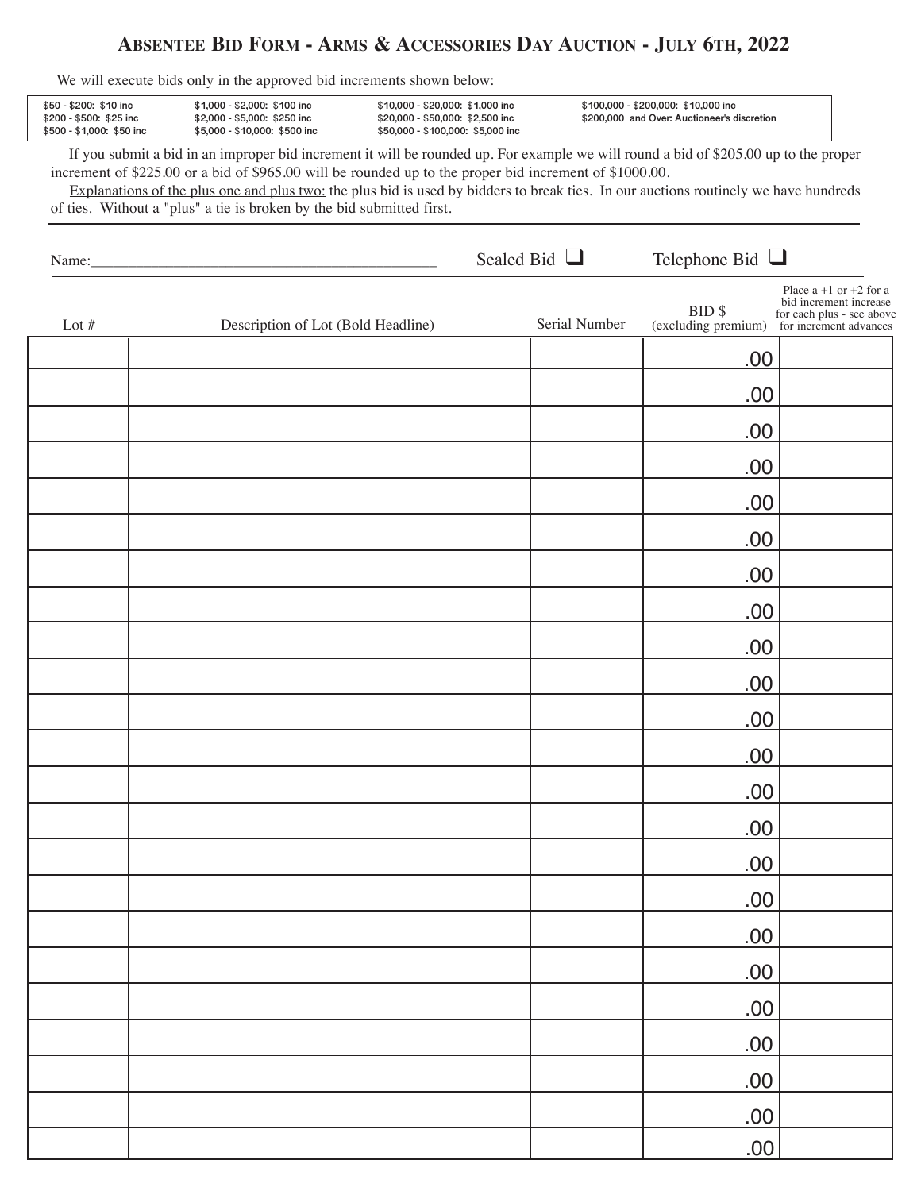# Absentee Bid Form - Arms & Accessories Day Auction - July 6th, 2022

We will execute bids only in the approved bid increments shown below:

| | | | |
|---|---|---|---|
| $50 - $200: $10 inc | $1,000 - $2,000: $100 inc | $10,000 - $20,000: $1,000 inc | $100,000 - $200,000: $10,000 inc |
| $200 - $500: $25 inc | $2,000 - $5,000: $250 inc | $20,000 - $50,000: $2,500 inc | $200,000 and Over: Auctioneer's discretion |
| $500 - $1,000: $50 inc | $5,000 - $10,000: $500 inc | $50,000 - $100,000: $5,000 inc | |

If you submit a bid in an improper bid increment it will be rounded up. For example we will round a bid of $205.00 up to the proper increment of $225.00 or a bid of $965.00 will be rounded up to the proper bid increment of $1000.00.

Explanations of the plus one and plus two: the plus bid is used by bidders to break ties. In our auctions routinely we have hundreds of ties. Without a "plus" a tie is broken by the bid submitted first.

Name:______________________________ Sealed Bid ☐ Telephone Bid ☐

| Lot # | Description of Lot (Bold Headline) | Serial Number | BID $ (excluding premium) | Place a +1 or +2 for a bid increment increase for each plus - see above for increment advances |
|---|---|---|---|---|
| | | | .00 | |
| | | | .00 | |
| | | | .00 | |
| | | | .00 | |
| | | | .00 | |
| | | | .00 | |
| | | | .00 | |
| | | | .00 | |
| | | | .00 | |
| | | | .00 | |
| | | | .00 | |
| | | | .00 | |
| | | | .00 | |
| | | | .00 | |
| | | | .00 | |
| | | | .00 | |
| | | | .00 | |
| | | | .00 | |
| | | | .00 | |
| | | | .00 | |
| | | | .00 | |
| | | | .00 | |
| | | | .00 | |